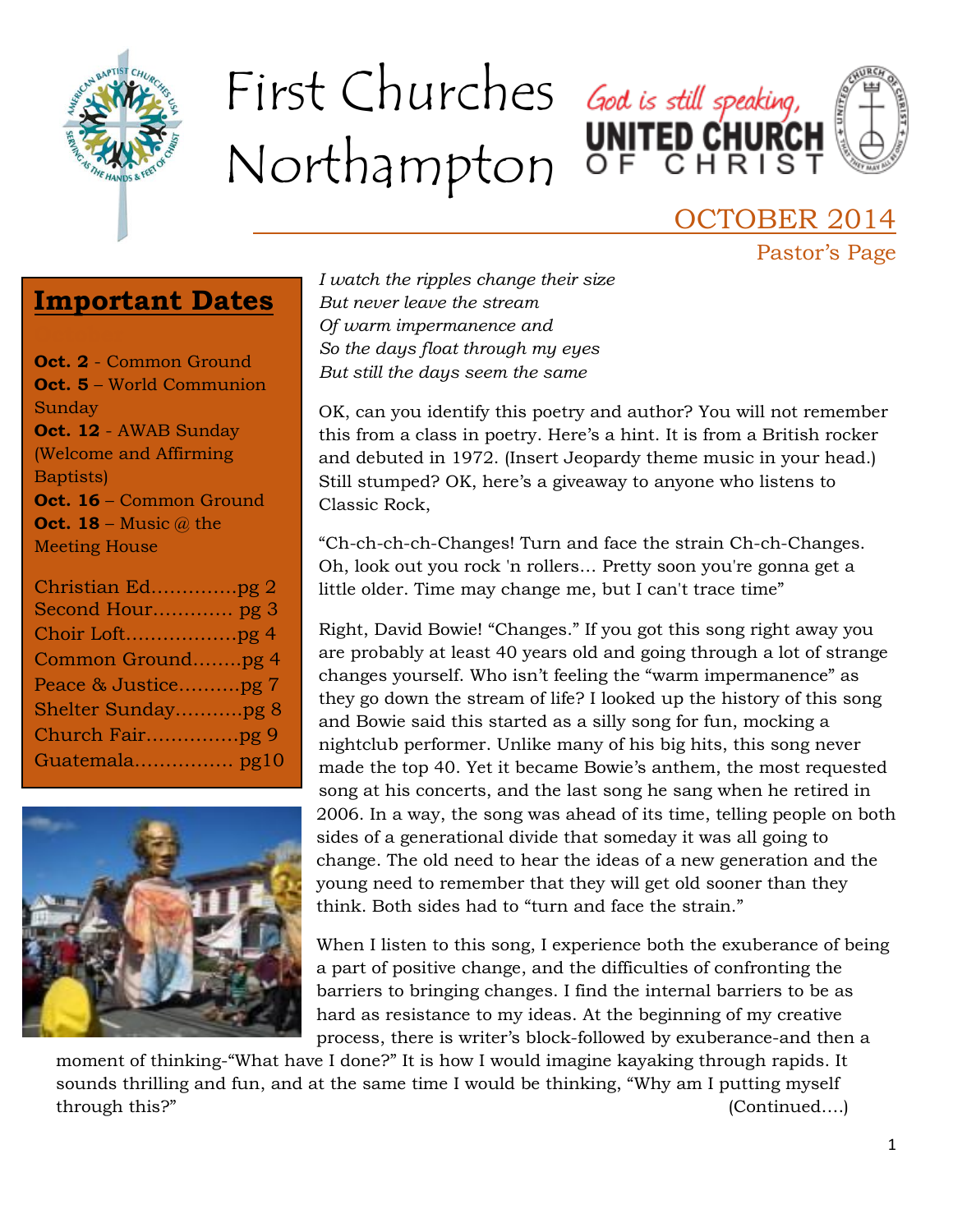# First Churches Northampton

God is still speaking, UNITED CHURCH OF CHRIST

## OCTOBER 2014

### Pastor's Page

## Important Dates

**Oct. 2** - Common Ground
**Oct. 5** – World Communion Sunday
**Oct. 12** - AWAB Sunday (Welcome and Affirming Baptists)
**Oct. 16** – Common Ground
**Oct. 18** – Music @ the Meeting House

Christian Ed..............pg 2
Second Hour............. pg 3
Choir Loft..................pg 4
Common Ground........pg 4
Peace & Justice..........pg 7
Shelter Sunday...........pg 8
Church Fair...............pg 9
Guatemala................ pg10

*I watch the ripples change their size*
*But never leave the stream*
*Of warm impermanence and*
*So the days float through my eyes*
*But still the days seem the same*

OK, can you identify this poetry and author? You will not remember this from a class in poetry. Here's a hint. It is from a British rocker and debuted in 1972. (Insert Jeopardy theme music in your head.) Still stumped? OK, here's a giveaway to anyone who listens to Classic Rock,

"Ch-ch-ch-ch-Changes! Turn and face the strain Ch-ch-Changes. Oh, look out you rock 'n rollers... Pretty soon you're gonna get a little older. Time may change me, but I can't trace time"

Right, David Bowie! "Changes." If you got this song right away you are probably at least 40 years old and going through a lot of strange changes yourself. Who isn't feeling the "warm impermanence" as they go down the stream of life? I looked up the history of this song and Bowie said this started as a silly song for fun, mocking a nightclub performer. Unlike many of his big hits, this song never made the top 40. Yet it became Bowie's anthem, the most requested song at his concerts, and the last song he sang when he retired in 2006. In a way, the song was ahead of its time, telling people on both sides of a generational divide that someday it was all going to change. The old need to hear the ideas of a new generation and the young need to remember that they will get old sooner than they think. Both sides had to "turn and face the strain."

When I listen to this song, I experience both the exuberance of being a part of positive change, and the difficulties of confronting the barriers to bringing changes. I find the internal barriers to be as hard as resistance to my ideas. At the beginning of my creative process, there is writer's block-followed by exuberance-and then a moment of thinking-"What have I done?" It is how I would imagine kayaking through rapids. It sounds thrilling and fun, and at the same time I would be thinking, "Why am I putting myself through this?" (Continued....)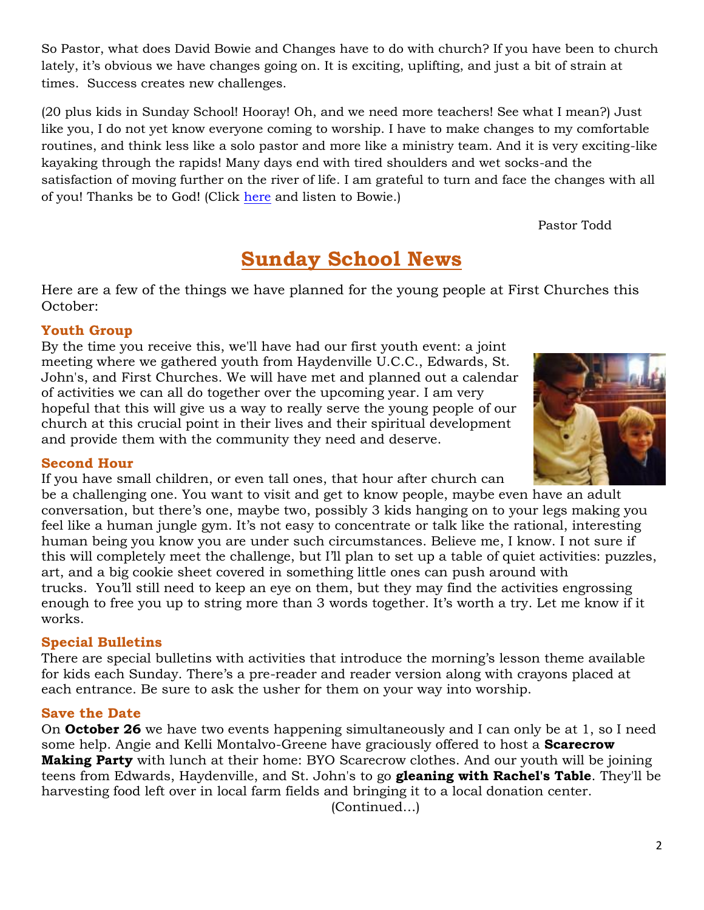So Pastor, what does David Bowie and Changes have to do with church? If you have been to church lately, it's obvious we have changes going on. It is exciting, uplifting, and just a bit of strain at times.  Success creates new challenges.

(20 plus kids in Sunday School! Hooray! Oh, and we need more teachers! See what I mean?) Just like you, I do not yet know everyone coming to worship. I have to make changes to my comfortable routines, and think less like a solo pastor and more like a ministry team. And it is very exciting-like kayaking through the rapids! Many days end with tired shoulders and wet socks-and the satisfaction of moving further on the river of life. I am grateful to turn and face the changes with all of you! Thanks be to God! (Click here and listen to Bowie.)

Pastor Todd

# Sunday School News

Here are a few of the things we have planned for the young people at First Churches this October:

### Youth Group

By the time you receive this, we'll have had our first youth event: a joint meeting where we gathered youth from Haydenville U.C.C., Edwards, St. John's, and First Churches. We will have met and planned out a calendar of activities we can all do together over the upcoming year. I am very hopeful that this will give us a way to really serve the young people of our church at this crucial point in their lives and their spiritual development and provide them with the community they need and deserve.

### Second Hour

If you have small children, or even tall ones, that hour after church can be a challenging one. You want to visit and get to know people, maybe even have an adult conversation, but there's one, maybe two, possibly 3 kids hanging on to your legs making you feel like a human jungle gym. It's not easy to concentrate or talk like the rational, interesting human being you know you are under such circumstances. Believe me, I know. I not sure if this will completely meet the challenge, but I'll plan to set up a table of quiet activities: puzzles, art, and a big cookie sheet covered in something little ones can push around with trucks.  You'll still need to keep an eye on them, but they may find the activities engrossing enough to free you up to string more than 3 words together. It's worth a try. Let me know if it works.

### Special Bulletins

There are special bulletins with activities that introduce the morning's lesson theme available for kids each Sunday. There's a pre-reader and reader version along with crayons placed at each entrance. Be sure to ask the usher for them on your way into worship.

### Save the Date

On **October 26** we have two events happening simultaneously and I can only be at 1, so I need some help. Angie and Kelli Montalvo-Greene have graciously offered to host a **Scarecrow Making Party** with lunch at their home: BYO Scarecrow clothes. And our youth will be joining teens from Edwards, Haydenville, and St. John's to go **gleaning with Rachel's Table**. They'll be harvesting food left over in local farm fields and bringing it to a local donation center.

(Continued…)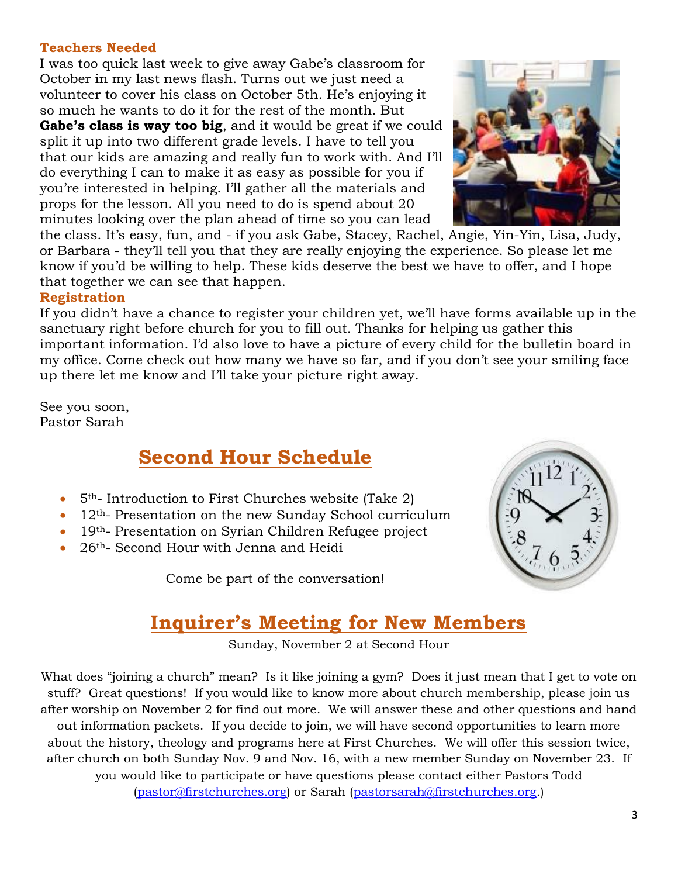### Teachers Needed

I was too quick last week to give away Gabe's classroom for October in my last news flash. Turns out we just need a volunteer to cover his class on October 5th. He's enjoying it so much he wants to do it for the rest of the month. But **Gabe's class is way too big**, and it would be great if we could split it up into two different grade levels. I have to tell you that our kids are amazing and really fun to work with. And I'll do everything I can to make it as easy as possible for you if you're interested in helping. I'll gather all the materials and props for the lesson. All you need to do is spend about 20 minutes looking over the plan ahead of time so you can lead the class. It's easy, fun, and - if you ask Gabe, Stacey, Rachel, Angie, Yin-Yin, Lisa, Judy, or Barbara - they'll tell you that they are really enjoying the experience. So please let me know if you'd be willing to help. These kids deserve the best we have to offer, and I hope that together we can see that happen.

### Registration

If you didn't have a chance to register your children yet, we'll have forms available up in the sanctuary right before church for you to fill out. Thanks for helping us gather this important information. I'd also love to have a picture of every child for the bulletin board in my office. Come check out how many we have so far, and if you don't see your smiling face up there let me know and I'll take your picture right away.

See you soon,
Pastor Sarah

## Second Hour Schedule

- 5th- Introduction to First Churches website (Take 2)
- 12th- Presentation on the new Sunday School curriculum
- 19th- Presentation on Syrian Children Refugee project
- 26th- Second Hour with Jenna and Heidi

Come be part of the conversation!

## Inquirer's Meeting for New Members

Sunday, November 2 at Second Hour

What does "joining a church" mean? Is it like joining a gym? Does it just mean that I get to vote on stuff? Great questions! If you would like to know more about church membership, please join us after worship on November 2 for find out more. We will answer these and other questions and hand out information packets. If you decide to join, we will have second opportunities to learn more about the history, theology and programs here at First Churches. We will offer this session twice, after church on both Sunday Nov. 9 and Nov. 16, with a new member Sunday on November 23. If you would like to participate or have questions please contact either Pastors Todd (pastor@firstchurches.org) or Sarah (pastorsarah@firstchurches.org.)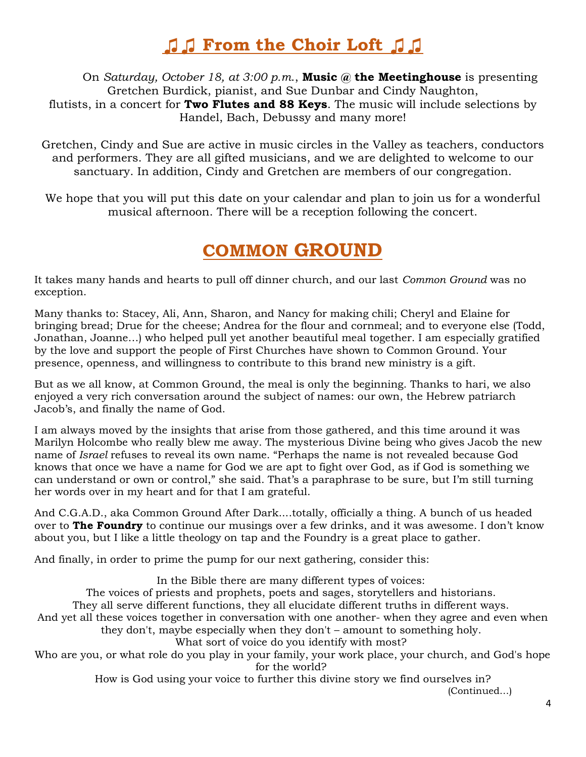# ♫♫ From the Choir Loft ♫♫

On *Saturday, October 18, at 3:00 p.m.*, **Music @ the Meetinghouse** is presenting Gretchen Burdick, pianist, and Sue Dunbar and Cindy Naughton, flutists, in a concert for **Two Flutes and 88 Keys**. The music will include selections by Handel, Bach, Debussy and many more!

Gretchen, Cindy and Sue are active in music circles in the Valley as teachers, conductors and performers. They are all gifted musicians, and we are delighted to welcome to our sanctuary. In addition, Cindy and Gretchen are members of our congregation.

We hope that you will put this date on your calendar and plan to join us for a wonderful musical afternoon. There will be a reception following the concert.

# COMMON GROUND

It takes many hands and hearts to pull off dinner church, and our last *Common Ground* was no exception.

Many thanks to: Stacey, Ali, Ann, Sharon, and Nancy for making chili; Cheryl and Elaine for bringing bread; Drue for the cheese; Andrea for the flour and cornmeal; and to everyone else (Todd, Jonathan, Joanne…) who helped pull yet another beautiful meal together. I am especially gratified by the love and support the people of First Churches have shown to Common Ground. Your presence, openness, and willingness to contribute to this brand new ministry is a gift.

But as we all know, at Common Ground, the meal is only the beginning. Thanks to hari, we also enjoyed a very rich conversation around the subject of names: our own, the Hebrew patriarch Jacob's, and finally the name of God.

I am always moved by the insights that arise from those gathered, and this time around it was Marilyn Holcombe who really blew me away. The mysterious Divine being who gives Jacob the new name of *Israel* refuses to reveal its own name. "Perhaps the name is not revealed because God knows that once we have a name for God we are apt to fight over God, as if God is something we can understand or own or control," she said. That's a paraphrase to be sure, but I'm still turning her words over in my heart and for that I am grateful.

And C.G.A.D., aka Common Ground After Dark….totally, officially a thing. A bunch of us headed over to **The Foundry** to continue our musings over a few drinks, and it was awesome. I don't know about you, but I like a little theology on tap and the Foundry is a great place to gather.

And finally, in order to prime the pump for our next gathering, consider this:

In the Bible there are many different types of voices:
The voices of priests and prophets, poets and sages, storytellers and historians.
They all serve different functions, they all elucidate different truths in different ways.
And yet all these voices together in conversation with one another- when they agree and even when they don't, maybe especially when they don't – amount to something holy.
What sort of voice do you identify with most?
Who are you, or what role do you play in your family, your work place, your church, and God's hope for the world?
How is God using your voice to further this divine story we find ourselves in?

(Continued…)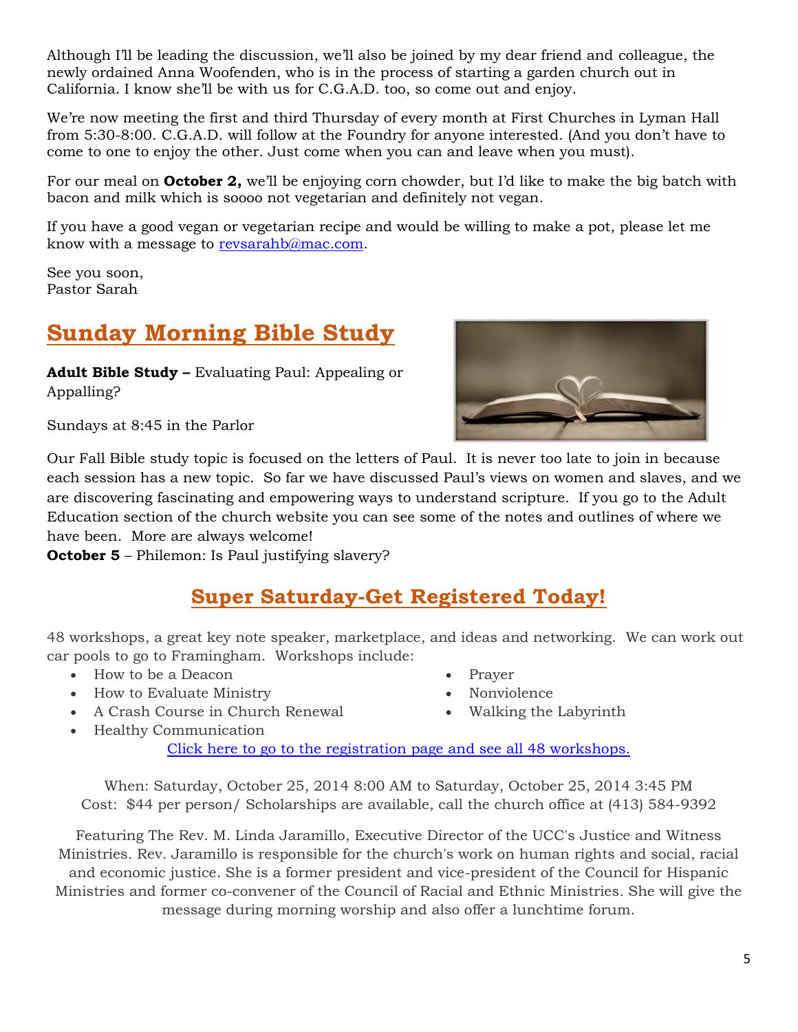Although I'll be leading the discussion, we'll also be joined by my dear friend and colleague, the newly ordained Anna Woofenden, who is in the process of starting a garden church out in California. I know she'll be with us for C.G.A.D. too, so come out and enjoy.

We're now meeting the first and third Thursday of every month at First Churches in Lyman Hall from 5:30-8:00. C.G.A.D. will follow at the Foundry for anyone interested. (And you don't have to come to one to enjoy the other. Just come when you can and leave when you must).

For our meal on **October 2,** we'll be enjoying corn chowder, but I'd like to make the big batch with bacon and milk which is soooo not vegetarian and definitely not vegan.

If you have a good vegan or vegetarian recipe and would be willing to make a pot, please let me know with a message to revsarahb@mac.com.

See you soon,
Pastor Sarah

## Sunday Morning Bible Study

**Adult Bible Study –** Evaluating Paul: Appealing or Appalling?

Sundays at 8:45 in the Parlor

Our Fall Bible study topic is focused on the letters of Paul. It is never too late to join in because each session has a new topic. So far we have discussed Paul's views on women and slaves, and we are discovering fascinating and empowering ways to understand scripture. If you go to the Adult Education section of the church website you can see some of the notes and outlines of where we have been. More are always welcome!

**October 5** – Philemon: Is Paul justifying slavery?

## Super Saturday-Get Registered Today!

48 workshops, a great key note speaker, marketplace, and ideas and networking. We can work out car pools to go to Framingham. Workshops include:

- How to be a Deacon
- How to Evaluate Ministry
- A Crash Course in Church Renewal
- Healthy Communication
- Prayer
- Nonviolence
- Walking the Labyrinth

Click here to go to the registration page and see all 48 workshops.

When: Saturday, October 25, 2014 8:00 AM to Saturday, October 25, 2014 3:45 PM
Cost: $44 per person/ Scholarships are available, call the church office at (413) 584-9392

Featuring The Rev. M. Linda Jaramillo, Executive Director of the UCC's Justice and Witness Ministries. Rev. Jaramillo is responsible for the church's work on human rights and social, racial and economic justice. She is a former president and vice-president of the Council for Hispanic Ministries and former co-convener of the Council of Racial and Ethnic Ministries. She will give the message during morning worship and also offer a lunchtime forum.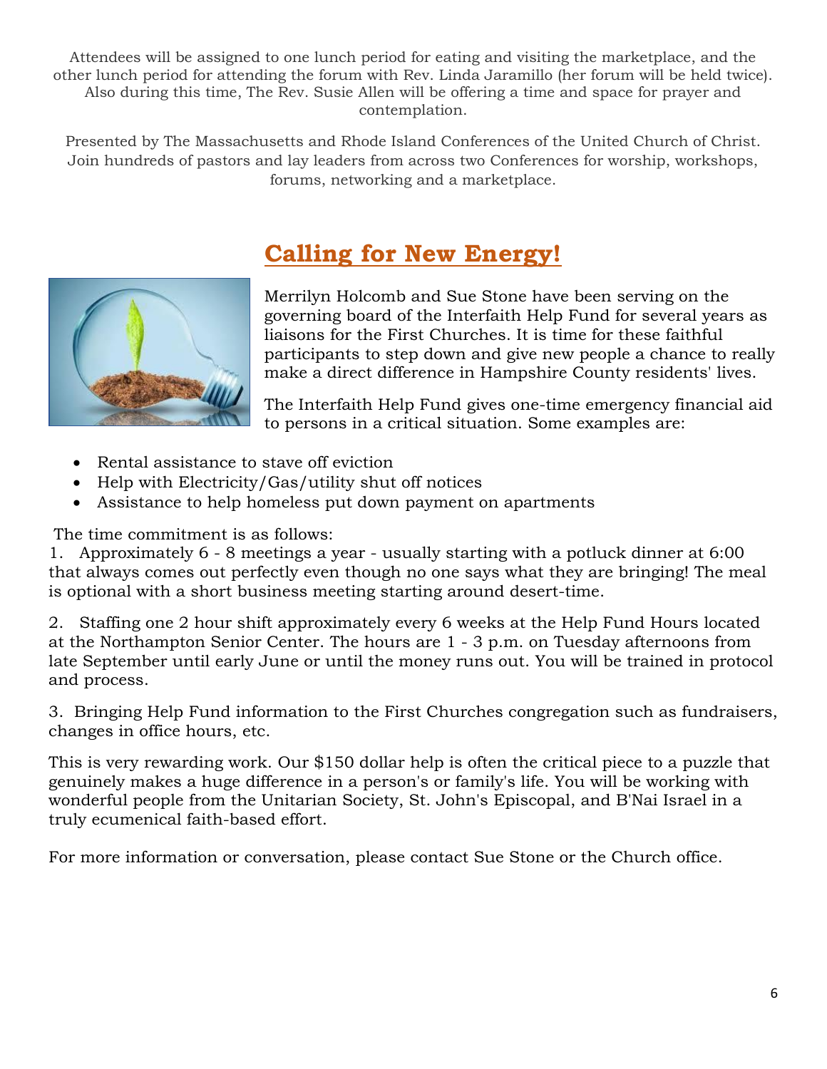Attendees will be assigned to one lunch period for eating and visiting the marketplace, and the other lunch period for attending the forum with Rev. Linda Jaramillo (her forum will be held twice). Also during this time, The Rev. Susie Allen will be offering a time and space for prayer and contemplation.

Presented by The Massachusetts and Rhode Island Conferences of the United Church of Christ. Join hundreds of pastors and lay leaders from across two Conferences for worship, workshops, forums, networking and a marketplace.

## Calling for New Energy!

Merrilyn Holcomb and Sue Stone have been serving on the governing board of the Interfaith Help Fund for several years as liaisons for the First Churches. It is time for these faithful participants to step down and give new people a chance to really make a direct difference in Hampshire County residents' lives.

The Interfaith Help Fund gives one-time emergency financial aid to persons in a critical situation. Some examples are:

- Rental assistance to stave off eviction
- Help with Electricity/Gas/utility shut off notices
- Assistance to help homeless put down payment on apartments

The time commitment is as follows:

1. Approximately 6 - 8 meetings a year - usually starting with a potluck dinner at 6:00 that always comes out perfectly even though no one says what they are bringing! The meal is optional with a short business meeting starting around desert-time.

2. Staffing one 2 hour shift approximately every 6 weeks at the Help Fund Hours located at the Northampton Senior Center. The hours are 1 - 3 p.m. on Tuesday afternoons from late September until early June or until the money runs out. You will be trained in protocol and process.

3. Bringing Help Fund information to the First Churches congregation such as fundraisers, changes in office hours, etc.

This is very rewarding work. Our $150 dollar help is often the critical piece to a puzzle that genuinely makes a huge difference in a person's or family's life. You will be working with wonderful people from the Unitarian Society, St. John's Episcopal, and B'Nai Israel in a truly ecumenical faith-based effort.

For more information or conversation, please contact Sue Stone or the Church office.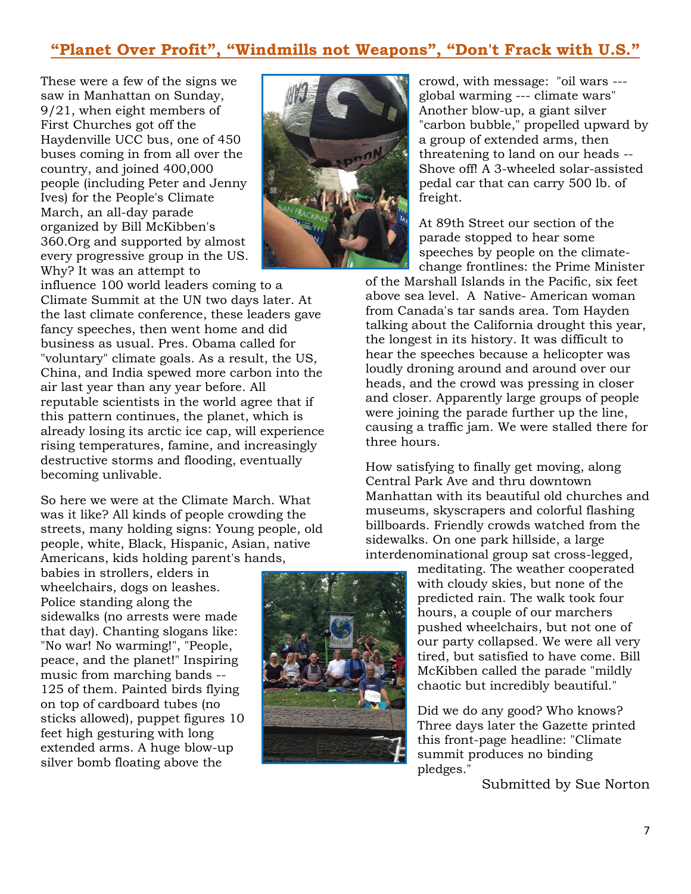## "Planet Over Profit", "Windmills not Weapons", "Don't Frack with U.S."

These were a few of the signs we saw in Manhattan on Sunday, 9/21, when eight members of First Churches got off the Haydenville UCC bus, one of 450 buses coming in from all over the country, and joined 400,000 people (including Peter and Jenny Ives) for the People's Climate March, an all-day parade organized by Bill McKibben's 360.Org and supported by almost every progressive group in the US. Why? It was an attempt to influence 100 world leaders coming to a Climate Summit at the UN two days later. At the last climate conference, these leaders gave fancy speeches, then went home and did business as usual. Pres. Obama called for "voluntary" climate goals. As a result, the US, China, and India spewed more carbon into the air last year than any year before. All reputable scientists in the world agree that if this pattern continues, the planet, which is already losing its arctic ice cap, will experience rising temperatures, famine, and increasingly destructive storms and flooding, eventually becoming unlivable.

So here we were at the Climate March. What was it like? All kinds of people crowding the streets, many holding signs: Young people, old people, white, Black, Hispanic, Asian, native Americans, kids holding parent's hands, babies in strollers, elders in wheelchairs, dogs on leashes. Police standing along the sidewalks (no arrests were made that day). Chanting slogans like: "No war! No warming!", "People, peace, and the planet!" Inspiring music from marching bands -- 125 of them. Painted birds flying on top of cardboard tubes (no sticks allowed), puppet figures 10 feet high gesturing with long extended arms. A huge blow-up silver bomb floating above the crowd, with message: "oil wars --- global warming --- climate wars" Another blow-up, a giant silver "carbon bubble," propelled upward by a group of extended arms, then threatening to land on our heads -- Shove off! A 3-wheeled solar-assisted pedal car that can carry 500 lb. of freight.

At 89th Street our section of the parade stopped to hear some speeches by people on the climate-change frontlines: the Prime Minister of the Marshall Islands in the Pacific, six feet above sea level. A Native- American woman from Canada's tar sands area. Tom Hayden talking about the California drought this year, the longest in its history. It was difficult to hear the speeches because a helicopter was loudly droning around and around over our heads, and the crowd was pressing in closer and closer. Apparently large groups of people were joining the parade further up the line, causing a traffic jam. We were stalled there for three hours.

How satisfying to finally get moving, along Central Park Ave and thru downtown Manhattan with its beautiful old churches and museums, skyscrapers and colorful flashing billboards. Friendly crowds watched from the sidewalks. On one park hillside, a large interdenominational group sat cross-legged, meditating. The weather cooperated with cloudy skies, but none of the predicted rain. The walk took four hours, a couple of our marchers pushed wheelchairs, but not one of our party collapsed. We were all very tired, but satisfied to have come. Bill McKibben called the parade "mildly chaotic but incredibly beautiful."

Did we do any good? Who knows? Three days later the Gazette printed this front-page headline: "Climate summit produces no binding pledges."

Submitted by Sue Norton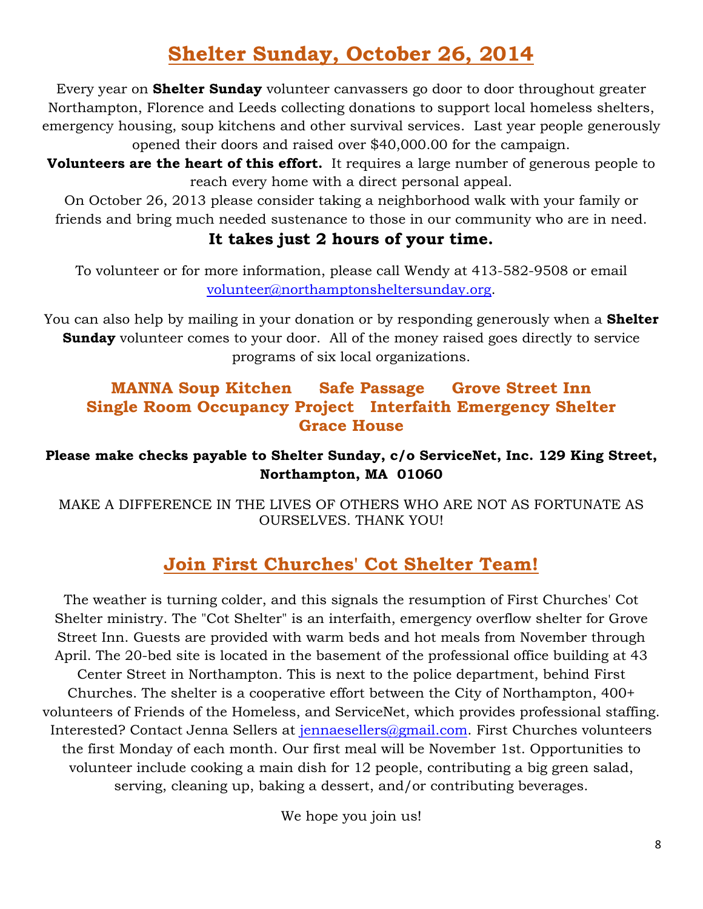## Shelter Sunday, October 26, 2014

Every year on **Shelter Sunday** volunteer canvassers go door to door throughout greater Northampton, Florence and Leeds collecting donations to support local homeless shelters, emergency housing, soup kitchens and other survival services. Last year people generously opened their doors and raised over $40,000.00 for the campaign.

**Volunteers are the heart of this effort.** It requires a large number of generous people to reach every home with a direct personal appeal.

On October 26, 2013 please consider taking a neighborhood walk with your family or friends and bring much needed sustenance to those in our community who are in need.

### It takes just 2 hours of your time.

To volunteer or for more information, please call Wendy at 413-582-9508 or email volunteer@northamptonsheltersunday.org.

You can also help by mailing in your donation or by responding generously when a **Shelter Sunday** volunteer comes to your door. All of the money raised goes directly to service programs of six local organizations.

**MANNA Soup Kitchen     Safe Passage     Grove Street Inn**
**Single Room Occupancy Project   Interfaith Emergency Shelter**
**Grace House**

**Please make checks payable to Shelter Sunday, c/o ServiceNet, Inc. 129 King Street, Northampton, MA 01060**

MAKE A DIFFERENCE IN THE LIVES OF OTHERS WHO ARE NOT AS FORTUNATE AS OURSELVES. THANK YOU!

## Join First Churches' Cot Shelter Team!

The weather is turning colder, and this signals the resumption of First Churches' Cot Shelter ministry. The "Cot Shelter" is an interfaith, emergency overflow shelter for Grove Street Inn. Guests are provided with warm beds and hot meals from November through April. The 20-bed site is located in the basement of the professional office building at 43 Center Street in Northampton. This is next to the police department, behind First Churches. The shelter is a cooperative effort between the City of Northampton, 400+ volunteers of Friends of the Homeless, and ServiceNet, which provides professional staffing. Interested? Contact Jenna Sellers at jennaesellers@gmail.com. First Churches volunteers the first Monday of each month. Our first meal will be November 1st. Opportunities to volunteer include cooking a main dish for 12 people, contributing a big green salad, serving, cleaning up, baking a dessert, and/or contributing beverages.

We hope you join us!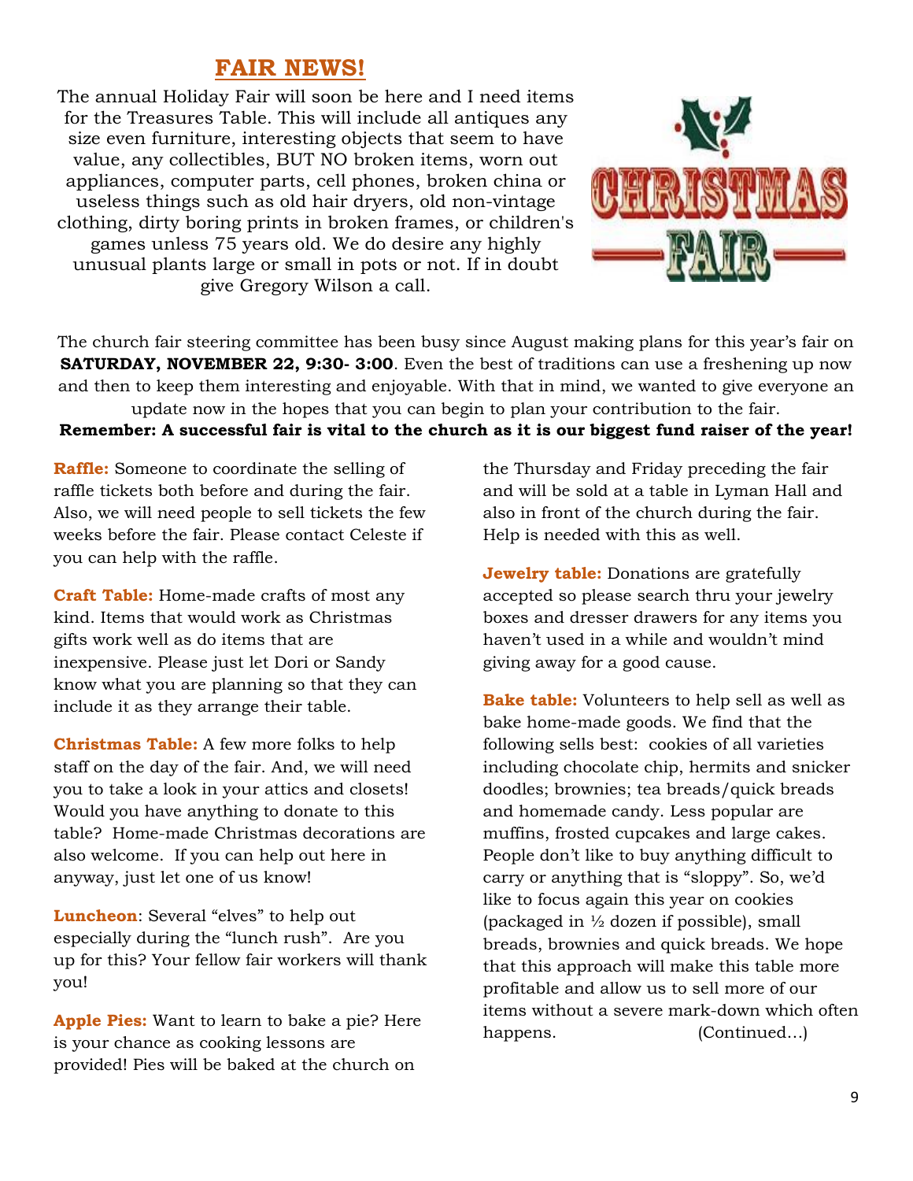## FAIR NEWS!

The annual Holiday Fair will soon be here and I need items for the Treasures Table. This will include all antiques any size even furniture, interesting objects that seem to have value, any collectibles, BUT NO broken items, worn out appliances, computer parts, cell phones, broken china or useless things such as old hair dryers, old non-vintage clothing, dirty boring prints in broken frames, or children's games unless 75 years old. We do desire any highly unusual plants large or small in pots or not. If in doubt give Gregory Wilson a call.

The church fair steering committee has been busy since August making plans for this year's fair on **SATURDAY, NOVEMBER 22, 9:30- 3:00**. Even the best of traditions can use a freshening up now and then to keep them interesting and enjoyable. With that in mind, we wanted to give everyone an update now in the hopes that you can begin to plan your contribution to the fair.

**Remember: A successful fair is vital to the church as it is our biggest fund raiser of the year!**

**Raffle:** Someone to coordinate the selling of raffle tickets both before and during the fair. Also, we will need people to sell tickets the few weeks before the fair. Please contact Celeste if you can help with the raffle.

**Craft Table:** Home-made crafts of most any kind. Items that would work as Christmas gifts work well as do items that are inexpensive. Please just let Dori or Sandy know what you are planning so that they can include it as they arrange their table.

**Christmas Table:** A few more folks to help staff on the day of the fair. And, we will need you to take a look in your attics and closets! Would you have anything to donate to this table? Home-made Christmas decorations are also welcome. If you can help out here in anyway, just let one of us know!

**Luncheon**: Several "elves" to help out especially during the "lunch rush". Are you up for this? Your fellow fair workers will thank you!

**Apple Pies:** Want to learn to bake a pie? Here is your chance as cooking lessons are provided! Pies will be baked at the church on the Thursday and Friday preceding the fair and will be sold at a table in Lyman Hall and also in front of the church during the fair. Help is needed with this as well.

**Jewelry table:** Donations are gratefully accepted so please search thru your jewelry boxes and dresser drawers for any items you haven't used in a while and wouldn't mind giving away for a good cause.

**Bake table:** Volunteers to help sell as well as bake home-made goods. We find that the following sells best: cookies of all varieties including chocolate chip, hermits and snicker doodles; brownies; tea breads/quick breads and homemade candy. Less popular are muffins, frosted cupcakes and large cakes. People don't like to buy anything difficult to carry or anything that is "sloppy". So, we'd like to focus again this year on cookies (packaged in ½ dozen if possible), small breads, brownies and quick breads. We hope that this approach will make this table more profitable and allow us to sell more of our items without a severe mark-down which often happens. (Continued…)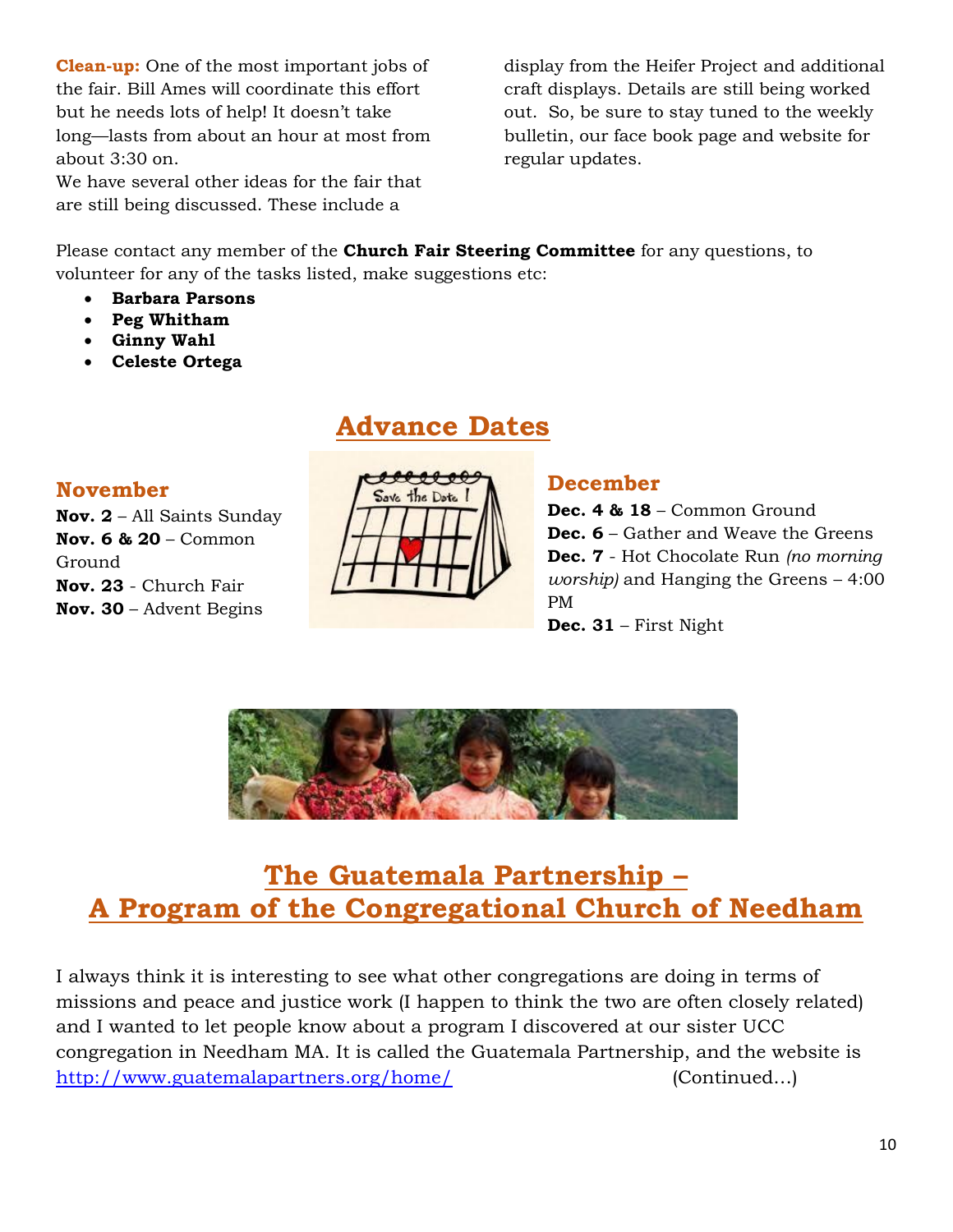**Clean-up:** One of the most important jobs of the fair. Bill Ames will coordinate this effort but he needs lots of help! It doesn't take long—lasts from about an hour at most from about 3:30 on.

We have several other ideas for the fair that are still being discussed. These include a display from the Heifer Project and additional craft displays. Details are still being worked out. So, be sure to stay tuned to the weekly bulletin, our face book page and website for regular updates.

Please contact any member of the **Church Fair Steering Committee** for any questions, to volunteer for any of the tasks listed, make suggestions etc:

- **Barbara Parsons**
- **Peg Whitham**
- **Ginny Wahl**
- **Celeste Ortega**

## Advance Dates

### November

**Nov. 2** – All Saints Sunday
**Nov. 6 & 20** – Common Ground
**Nov. 23** - Church Fair
**Nov. 30** – Advent Begins

### December

**Dec. 4 & 18** – Common Ground
**Dec. 6** – Gather and Weave the Greens
**Dec. 7** - Hot Chocolate Run *(no morning worship)* and Hanging the Greens – 4:00 PM
**Dec. 31** – First Night

## The Guatemala Partnership – A Program of the Congregational Church of Needham

I always think it is interesting to see what other congregations are doing in terms of missions and peace and justice work (I happen to think the two are often closely related) and I wanted to let people know about a program I discovered at our sister UCC congregation in Needham MA. It is called the Guatemala Partnership, and the website is http://www.guatemalapartners.org/home/ (Continued…)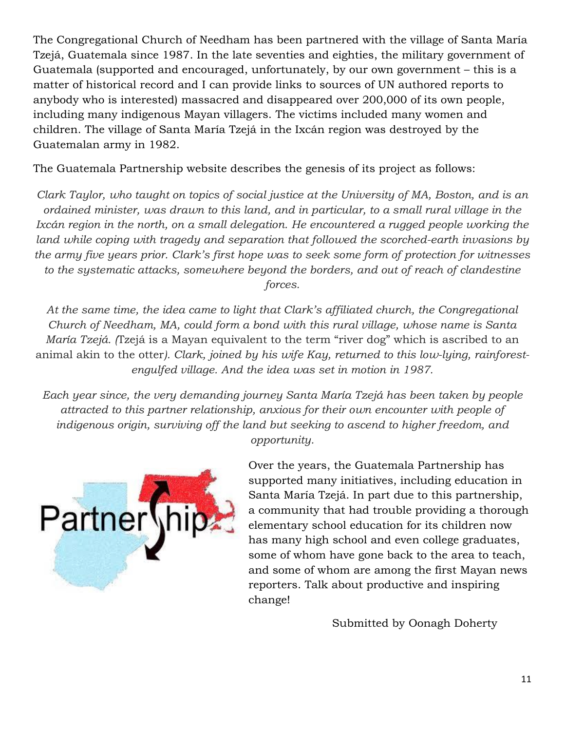The Congregational Church of Needham has been partnered with the village of Santa María Tzejá, Guatemala since 1987. In the late seventies and eighties, the military government of Guatemala (supported and encouraged, unfortunately, by our own government – this is a matter of historical record and I can provide links to sources of UN authored reports to anybody who is interested) massacred and disappeared over 200,000 of its own people, including many indigenous Mayan villagers. The victims included many women and children. The village of Santa María Tzejá in the Ixcán region was destroyed by the Guatemalan army in 1982.

The Guatemala Partnership website describes the genesis of its project as follows:

*Clark Taylor, who taught on topics of social justice at the University of MA, Boston, and is an ordained minister, was drawn to this land, and in particular, to a small rural village in the Ixcán region in the north, on a small delegation. He encountered a rugged people working the land while coping with tragedy and separation that followed the scorched-earth invasions by the army five years prior. Clark's first hope was to seek some form of protection for witnesses to the systematic attacks, somewhere beyond the borders, and out of reach of clandestine forces.*

*At the same time, the idea came to light that Clark's affiliated church, the Congregational Church of Needham, MA, could form a bond with this rural village, whose name is Santa María Tzejá. (*Tzejá is a Mayan equivalent to the term "river dog" which is ascribed to an animal akin to the otter*). Clark, joined by his wife Kay, returned to this low-lying, rainforest-engulfed village. And the idea was set in motion in 1987.*

*Each year since, the very demanding journey Santa María Tzejá has been taken by people attracted to this partner relationship, anxious for their own encounter with people of indigenous origin, surviving off the land but seeking to ascend to higher freedom, and opportunity.*

Partnership

Over the years, the Guatemala Partnership has supported many initiatives, including education in Santa María Tzejá. In part due to this partnership, a community that had trouble providing a thorough elementary school education for its children now has many high school and even college graduates, some of whom have gone back to the area to teach, and some of whom are among the first Mayan news reporters. Talk about productive and inspiring change!

Submitted by Oonagh Doherty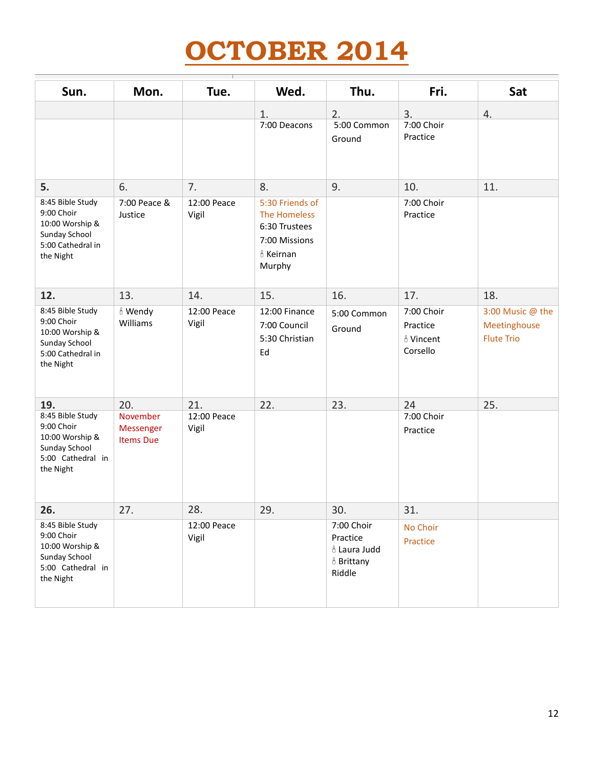# OCTOBER 2014

| Sun. | Mon. | Tue. | Wed. | Thu. | Fri. | Sat |
|---|---|---|---|---|---|---|
| | | | 1. 7:00 Deacons | 2. 5:00 Common Ground | 3. 7:00 Choir Practice | 4. |
| 5. 8:45 Bible Study 9:00 Choir 10:00 Worship & Sunday School 5:00 Cathedral in the Night | 6. 7:00 Peace & Justice | 7. 12:00 Peace Vigil | 8. 5:30 Friends of The Homeless 6:30 Trustees 7:00 Missions 🕯 Keirnan Murphy | 9. | 10. 7:00 Choir Practice | 11. |
| 12. 8:45 Bible Study 9:00 Choir 10:00 Worship & Sunday School 5:00 Cathedral in the Night | 13. 🕯 Wendy Williams | 14. 12:00 Peace Vigil | 15. 12:00 Finance 7:00 Council 5:30 Christian Ed | 16. 5:00 Common Ground | 17. 7:00 Choir Practice 🕯 Vincent Corsello | 18. 3:00 Music @ the Meetinghouse Flute Trio |
| 19. 8:45 Bible Study 9:00 Choir 10:00 Worship & Sunday School 5:00 Cathedral in the Night | 20. November Messenger Items Due | 21. 12:00 Peace Vigil | 22. | 23. | 24 7:00 Choir Practice | 25. |
| 26. 8:45 Bible Study 9:00 Choir 10:00 Worship & Sunday School 5:00 Cathedral in the Night | 27. | 28. 12:00 Peace Vigil | 29. | 30. 7:00 Choir Practice 🕯 Laura Judd 🕯 Brittany Riddle | 31. No Choir Practice | |